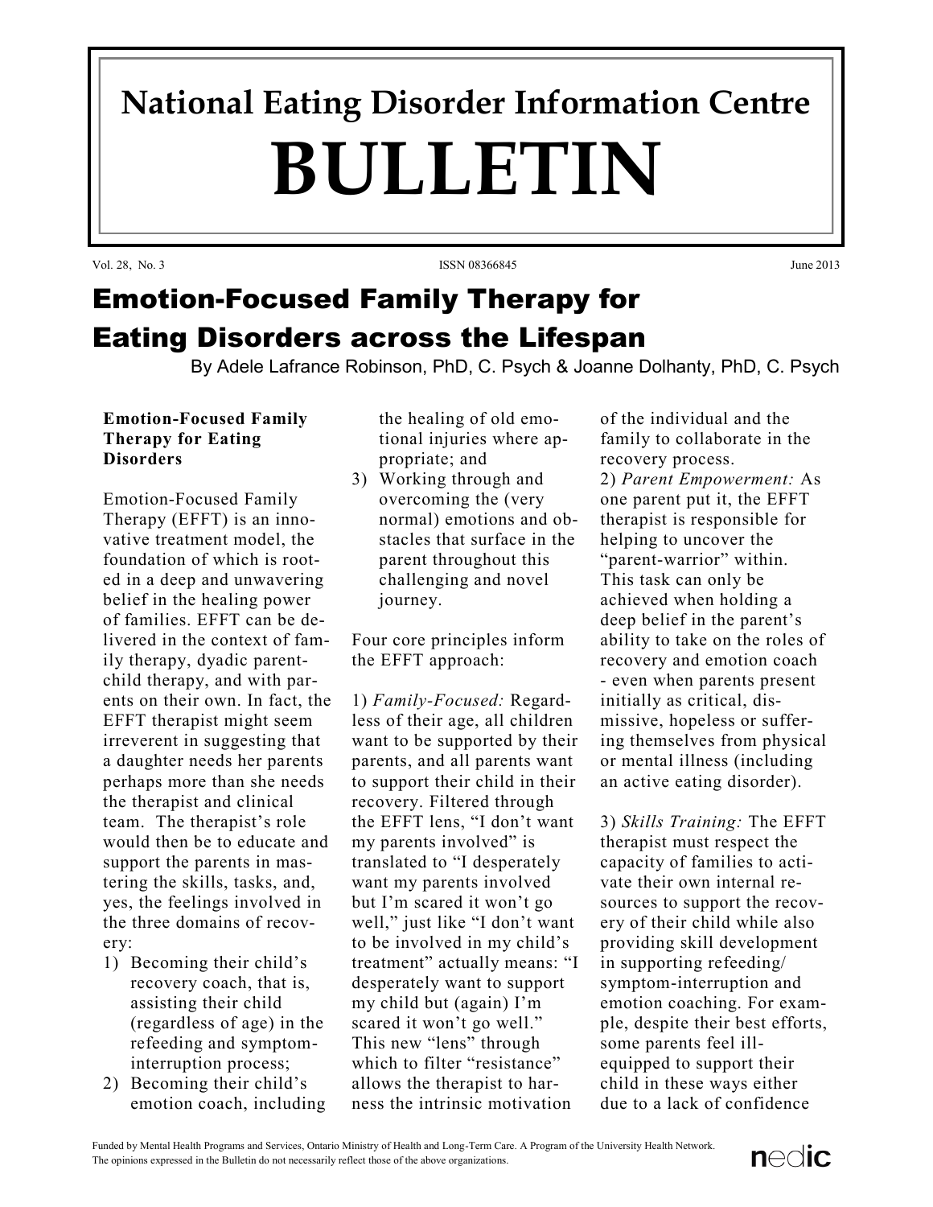# National Eating Disorder Information Centre

# BULLETIN

Vol. 28, No. 3 ISSN 08366845 June 2013

## Emotion-Focused Family Therapy for Eating Disorders across the Lifespan

By Adele Lafrance Robinson, PhD, C. Psych & Joanne Dolhanty, PhD, C. Psych

### Emotion-Focused Family Therapy for Eating Disorders

Emotion-Focused Family Therapy (EFFT) is an innovative treatment model, the foundation of which is rooted in a deep and unwavering belief in the healing power of families. EFFT can be delivered in the context of family therapy, dyadic parent-child therapy, and with parents on their own. In fact, the EFFT therapist might seem irreverent in suggesting that a daughter needs her parents perhaps more than she needs the therapist and clinical team. The therapist's role would then be to educate and support the parents in mastering the skills, tasks, and, yes, the feelings involved in the three domains of recovery:

1) Becoming their child's recovery coach, that is, assisting their child (regardless of age) in the refeeding and symptom-interruption process;
2) Becoming their child's emotion coach, including the healing of old emotional injuries where appropriate; and
3) Working through and overcoming the (very normal) emotions and obstacles that surface in the parent throughout this challenging and novel journey.

Four core principles inform the EFFT approach:

1) *Family-Focused:* Regardless of their age, all children want to be supported by their parents, and all parents want to support their child in their recovery. Filtered through the EFFT lens, "I don't want my parents involved" is translated to "I desperately want my parents involved but I'm scared it won't go well," just like "I don't want to be involved in my child's treatment" actually means: "I desperately want to support my child but (again) I'm scared it won't go well." This new "lens" through which to filter "resistance" allows the therapist to harness the intrinsic motivation of the individual and the family to collaborate in the recovery process.

2) *Parent Empowerment:* As one parent put it, the EFFT therapist is responsible for helping to uncover the "parent-warrior" within. This task can only be achieved when holding a deep belief in the parent's ability to take on the roles of recovery and emotion coach - even when parents present initially as critical, dismissive, hopeless or suffering themselves from physical or mental illness (including an active eating disorder).

3) *Skills Training:* The EFFT therapist must respect the capacity of families to activate their own internal resources to support the recovery of their child while also providing skill development in supporting refeeding/symptom-interruption and emotion coaching. For example, despite their best efforts, some parents feel ill-equipped to support their child in these ways either due to a lack of confidence

Funded by Mental Health Programs and Services, Ontario Ministry of Health and Long-Term Care. A Program of the University Health Network.
The opinions expressed in the Bulletin do not necessarily reflect those of the above organizations.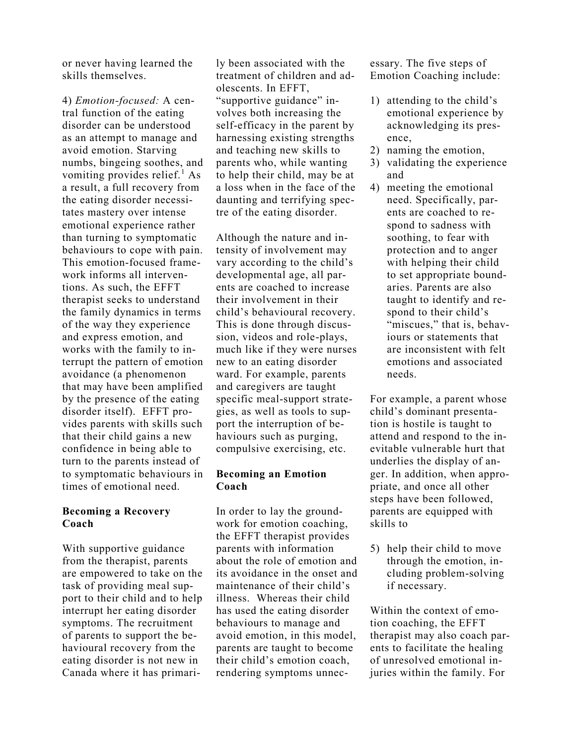or never having learned the skills themselves.

4) *Emotion-focused:* A central function of the eating disorder can be understood as an attempt to manage and avoid emotion. Starving numbs, bingeing soothes, and vomiting provides relief.[1] As a result, a full recovery from the eating disorder necessitates mastery over intense emotional experience rather than turning to symptomatic behaviours to cope with pain. This emotion-focused framework informs all interventions. As such, the EFFT therapist seeks to understand the family dynamics in terms of the way they experience and express emotion, and works with the family to interrupt the pattern of emotion avoidance (a phenomenon that may have been amplified by the presence of the eating disorder itself). EFFT provides parents with skills such that their child gains a new confidence in being able to turn to the parents instead of to symptomatic behaviours in times of emotional need.

**Becoming a Recovery Coach**

With supportive guidance from the therapist, parents are empowered to take on the task of providing meal support to their child and to help interrupt her eating disorder symptoms. The recruitment of parents to support the behavioural recovery from the eating disorder is not new in Canada where it has primarily been associated with the treatment of children and adolescents. In EFFT, "supportive guidance" involves both increasing the self-efficacy in the parent by harnessing existing strengths and teaching new skills to parents who, while wanting to help their child, may be at a loss when in the face of the daunting and terrifying spectre of the eating disorder.

Although the nature and intensity of involvement may vary according to the child's developmental age, all parents are coached to increase their involvement in their child's behavioural recovery. This is done through discussion, videos and role-plays, much like if they were nurses new to an eating disorder ward. For example, parents and caregivers are taught specific meal-support strategies, as well as tools to support the interruption of behaviours such as purging, compulsive exercising, etc.

**Becoming an Emotion Coach**

In order to lay the groundwork for emotion coaching, the EFFT therapist provides parents with information about the role of emotion and its avoidance in the onset and maintenance of their child's illness. Whereas their child has used the eating disorder behaviours to manage and avoid emotion, in this model, parents are taught to become their child's emotion coach, rendering symptoms unnecessary. The five steps of Emotion Coaching include:

1) attending to the child's emotional experience by acknowledging its presence,
2) naming the emotion,
3) validating the experience and
4) meeting the emotional need. Specifically, parents are coached to respond to sadness with soothing, to fear with protection and to anger with helping their child to set appropriate boundaries. Parents are also taught to identify and respond to their child's "miscues," that is, behaviours or statements that are inconsistent with felt emotions and associated needs.

For example, a parent whose child's dominant presentation is hostile is taught to attend and respond to the inevitable vulnerable hurt that underlies the display of anger. In addition, when appropriate, and once all other steps have been followed, parents are equipped with skills to

5) help their child to move through the emotion, including problem-solving if necessary.

Within the context of emotion coaching, the EFFT therapist may also coach parents to facilitate the healing of unresolved emotional injuries within the family. For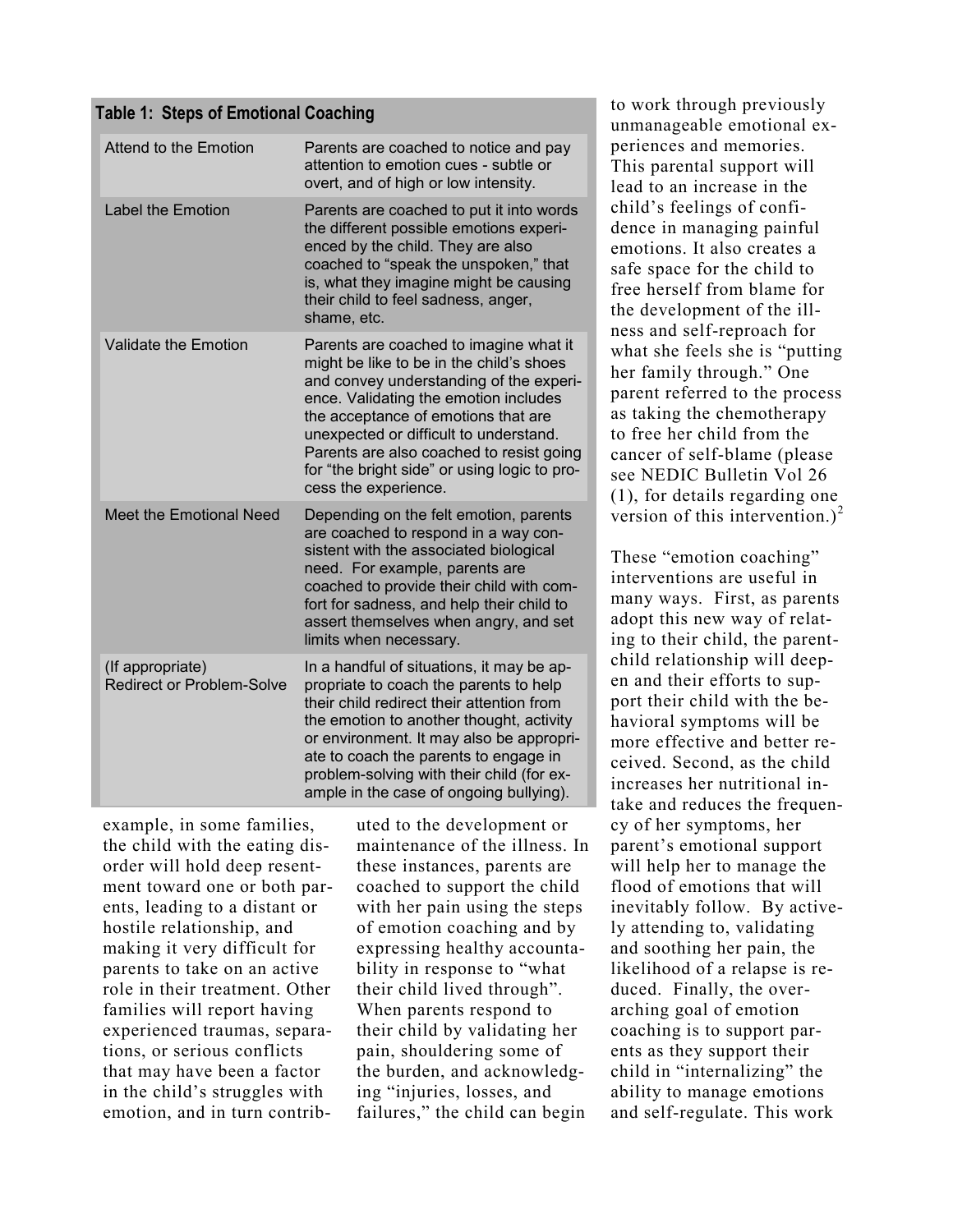**Table 1: Steps of Emotional Coaching**

| Step | Description |
|---|---|
| Attend to the Emotion | Parents are coached to notice and pay attention to emotion cues - subtle or overt, and of high or low intensity. |
| Label the Emotion | Parents are coached to put it into words the different possible emotions experienced by the child. They are also coached to "speak the unspoken," that is, what they imagine might be causing their child to feel sadness, anger, shame, etc. |
| Validate the Emotion | Parents are coached to imagine what it might be like to be in the child's shoes and convey understanding of the experience. Validating the emotion includes the acceptance of emotions that are unexpected or difficult to understand. Parents are also coached to resist going for "the bright side" or using logic to process the experience. |
| Meet the Emotional Need | Depending on the felt emotion, parents are coached to respond in a way consistent with the associated biological need. For example, parents are coached to provide their child with comfort for sadness, and help their child to assert themselves when angry, and set limits when necessary. |
| (If appropriate) Redirect or Problem-Solve | In a handful of situations, it may be appropriate to coach the parents to help their child redirect their attention from the emotion to another thought, activity or environment. It may also be appropriate to coach the parents to engage in problem-solving with their child (for example in the case of ongoing bullying). |

example, in some families, the child with the eating disorder will hold deep resentment toward one or both parents, leading to a distant or hostile relationship, and making it very difficult for parents to take on an active role in their treatment. Other families will report having experienced traumas, separations, or serious conflicts that may have been a factor in the child's struggles with emotion, and in turn contributed to the development or maintenance of the illness. In these instances, parents are coached to support the child with her pain using the steps of emotion coaching and by expressing healthy accountability in response to "what their child lived through". When parents respond to their child by validating her pain, shouldering some of the burden, and acknowledging "injuries, losses, and failures," the child can begin to work through previously unmanageable emotional experiences and memories. This parental support will lead to an increase in the child's feelings of confidence in managing painful emotions. It also creates a safe space for the child to free herself from blame for the development of the illness and self-reproach for what she feels she is "putting her family through." One parent referred to the process as taking the chemotherapy to free her child from the cancer of self-blame (please see NEDIC Bulletin Vol 26 (1), for details regarding one version of this intervention.)[2]

These "emotion coaching" interventions are useful in many ways. First, as parents adopt this new way of relating to their child, the parent-child relationship will deepen and their efforts to support their child with the behavioral symptoms will be more effective and better received. Second, as the child increases her nutritional intake and reduces the frequency of her symptoms, her parent's emotional support will help her to manage the flood of emotions that will inevitably follow. By actively attending to, validating and soothing her pain, the likelihood of a relapse is reduced. Finally, the overarching goal of emotion coaching is to support parents as they support their child in "internalizing" the ability to manage emotions and self-regulate. This work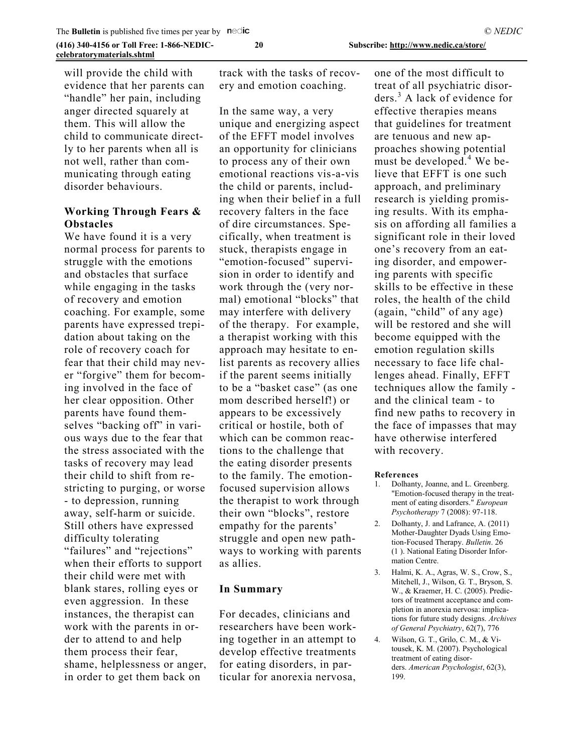will provide the child with evidence that her parents can "handle" her pain, including anger directed squarely at them. This will allow the child to communicate directly to her parents when all is not well, rather than communicating through eating disorder behaviours.

### Working Through Fears & Obstacles

We have found it is a very normal process for parents to struggle with the emotions and obstacles that surface while engaging in the tasks of recovery and emotion coaching. For example, some parents have expressed trepidation about taking on the role of recovery coach for fear that their child may never "forgive" them for becoming involved in the face of her clear opposition. Other parents have found themselves "backing off" in various ways due to the fear that the stress associated with the tasks of recovery may lead their child to shift from restricting to purging, or worse - to depression, running away, self-harm or suicide. Still others have expressed difficulty tolerating "failures" and "rejections" when their efforts to support their child were met with blank stares, rolling eyes or even aggression. In these instances, the therapist can work with the parents in order to attend to and help them process their fear, shame, helplessness or anger, in order to get them back on track with the tasks of recovery and emotion coaching.

In the same way, a very unique and energizing aspect of the EFFT model involves an opportunity for clinicians to process any of their own emotional reactions vis-a-vis the child or parents, including when their belief in a full recovery falters in the face of dire circumstances. Specifically, when treatment is stuck, therapists engage in "emotion-focused" supervision in order to identify and work through the (very normal) emotional "blocks" that may interfere with delivery of the therapy. For example, a therapist working with this approach may hesitate to enlist parents as recovery allies if the parent seems initially to be a "basket case" (as one mom described herself!) or appears to be excessively critical or hostile, both of which can be common reactions to the challenge that the eating disorder presents to the family. The emotion-focused supervision allows the therapist to work through their own "blocks", restore empathy for the parents' struggle and open new pathways to working with parents as allies.

### In Summary

For decades, clinicians and researchers have been working together in an attempt to develop effective treatments for eating disorders, in particular for anorexia nervosa, one of the most difficult to treat of all psychiatric disorders.[3] A lack of evidence for effective therapies means that guidelines for treatment are tenuous and new approaches showing potential must be developed.[4] We believe that EFFT is one such approach, and preliminary research is yielding promising results. With its emphasis on affording all families a significant role in their loved one's recovery from an eating disorder, and empowering parents with specific skills to be effective in these roles, the health of the child (again, "child" of any age) will be restored and she will become equipped with the emotion regulation skills necessary to face life challenges ahead. Finally, EFFT techniques allow the family - and the clinical team - to find new paths to recovery in the face of impasses that may have otherwise interfered with recovery.

#### References

1. Dolhanty, Joanne, and L. Greenberg. "Emotion-focused therapy in the treatment of eating disorders." *European Psychotherapy* 7 (2008): 97-118.
2. Dolhanty, J. and Lafrance, A. (2011) Mother-Daughter Dyads Using Emotion-Focused Therapy. *Bulletin*. 26 (1 ). National Eating Disorder Information Centre.
3. Halmi, K. A., Agras, W. S., Crow, S., Mitchell, J., Wilson, G. T., Bryson, S. W., & Kraemer, H. C. (2005). Predictors of treatment acceptance and completion in anorexia nervosa: implications for future study designs. *Archives of General Psychiatry*, 62(7), 776
4. Wilson, G. T., Grilo, C. M., & Vitousek, K. M. (2007). Psychological treatment of eating disorders. *American Psychologist*, 62(3), 199.